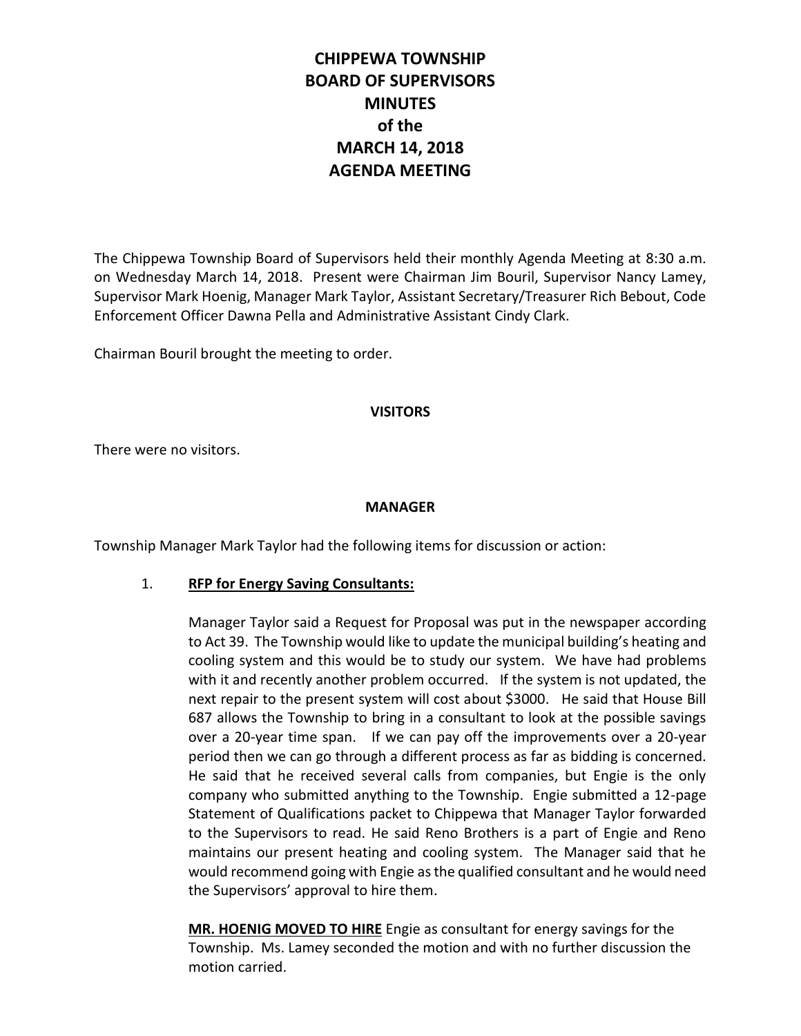# CHIPPEWA TOWNSHIP
# BOARD OF SUPERVISORS
# MINUTES
# of the
# MARCH 14, 2018
# AGENDA MEETING

The Chippewa Township Board of Supervisors held their monthly Agenda Meeting at 8:30 a.m. on Wednesday March 14, 2018. Present were Chairman Jim Bouril, Supervisor Nancy Lamey, Supervisor Mark Hoenig, Manager Mark Taylor, Assistant Secretary/Treasurer Rich Bebout, Code Enforcement Officer Dawna Pella and Administrative Assistant Cindy Clark.

Chairman Bouril brought the meeting to order.

## VISITORS

There were no visitors.

## MANAGER

Township Manager Mark Taylor had the following items for discussion or action:

1. **RFP for Energy Saving Consultants:**

   Manager Taylor said a Request for Proposal was put in the newspaper according to Act 39. The Township would like to update the municipal building's heating and cooling system and this would be to study our system. We have had problems with it and recently another problem occurred. If the system is not updated, the next repair to the present system will cost about $3000. He said that House Bill 687 allows the Township to bring in a consultant to look at the possible savings over a 20-year time span. If we can pay off the improvements over a 20-year period then we can go through a different process as far as bidding is concerned. He said that he received several calls from companies, but Engie is the only company who submitted anything to the Township. Engie submitted a 12-page Statement of Qualifications packet to Chippewa that Manager Taylor forwarded to the Supervisors to read. He said Reno Brothers is a part of Engie and Reno maintains our present heating and cooling system. The Manager said that he would recommend going with Engie as the qualified consultant and he would need the Supervisors' approval to hire them.

   **MR. HOENIG MOVED TO HIRE** Engie as consultant for energy savings for the Township. Ms. Lamey seconded the motion and with no further discussion the motion carried.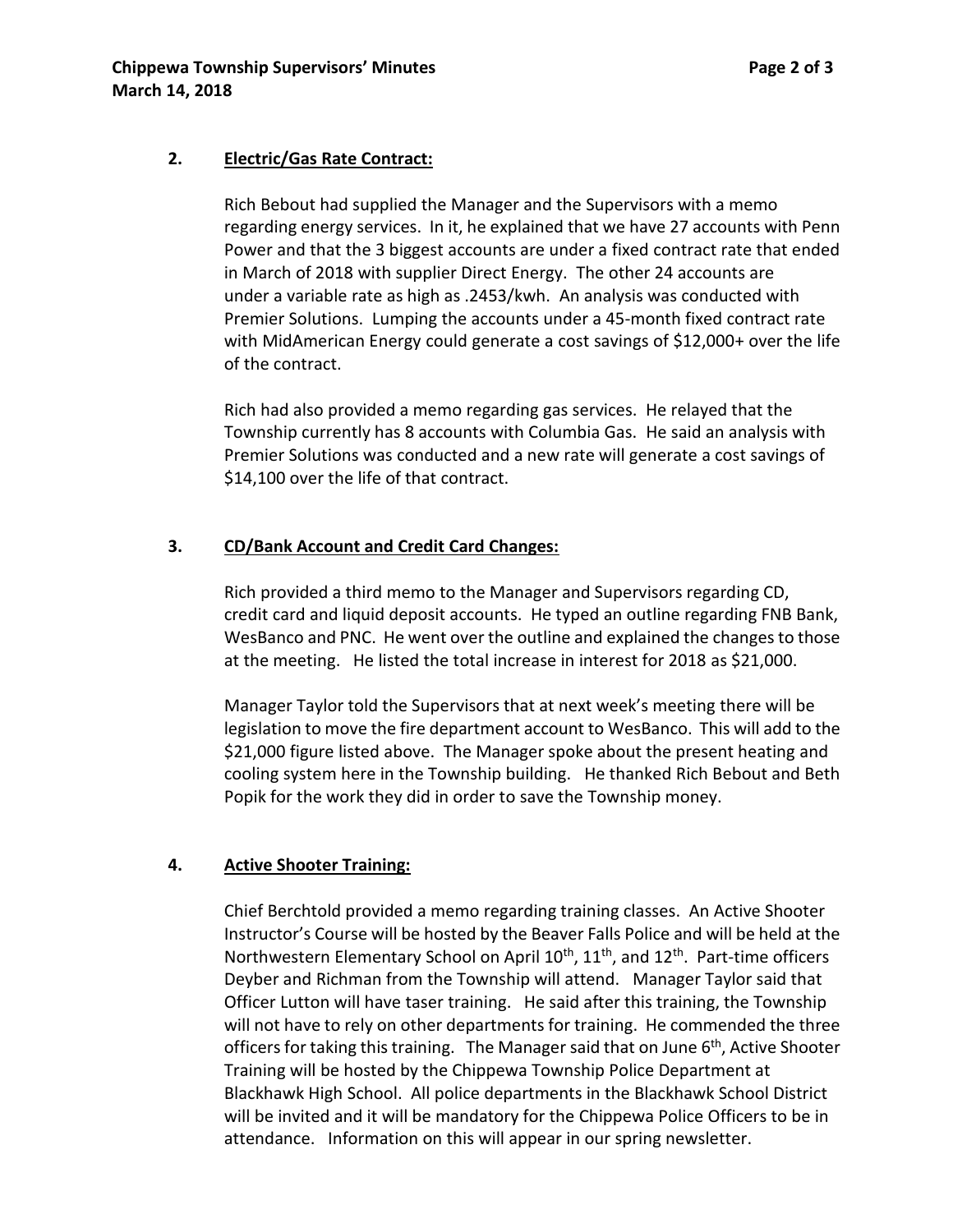## 2. Electric/Gas Rate Contract:

Rich Bebout had supplied the Manager and the Supervisors with a memo regarding energy services. In it, he explained that we have 27 accounts with Penn Power and that the 3 biggest accounts are under a fixed contract rate that ended in March of 2018 with supplier Direct Energy. The other 24 accounts are under a variable rate as high as .2453/kwh. An analysis was conducted with Premier Solutions. Lumping the accounts under a 45-month fixed contract rate with MidAmerican Energy could generate a cost savings of $12,000+ over the life of the contract.

Rich had also provided a memo regarding gas services. He relayed that the Township currently has 8 accounts with Columbia Gas. He said an analysis with Premier Solutions was conducted and a new rate will generate a cost savings of $14,100 over the life of that contract.

## 3. CD/Bank Account and Credit Card Changes:

Rich provided a third memo to the Manager and Supervisors regarding CD, credit card and liquid deposit accounts. He typed an outline regarding FNB Bank, WesBanco and PNC. He went over the outline and explained the changes to those at the meeting. He listed the total increase in interest for 2018 as $21,000.

Manager Taylor told the Supervisors that at next week's meeting there will be legislation to move the fire department account to WesBanco. This will add to the $21,000 figure listed above. The Manager spoke about the present heating and cooling system here in the Township building. He thanked Rich Bebout and Beth Popik for the work they did in order to save the Township money.

## 4. Active Shooter Training:

Chief Berchtold provided a memo regarding training classes. An Active Shooter Instructor's Course will be hosted by the Beaver Falls Police and will be held at the Northwestern Elementary School on April 10th, 11th, and 12th. Part-time officers Deyber and Richman from the Township will attend. Manager Taylor said that Officer Lutton will have taser training. He said after this training, the Township will not have to rely on other departments for training. He commended the three officers for taking this training. The Manager said that on June 6th, Active Shooter Training will be hosted by the Chippewa Township Police Department at Blackhawk High School. All police departments in the Blackhawk School District will be invited and it will be mandatory for the Chippewa Police Officers to be in attendance. Information on this will appear in our spring newsletter.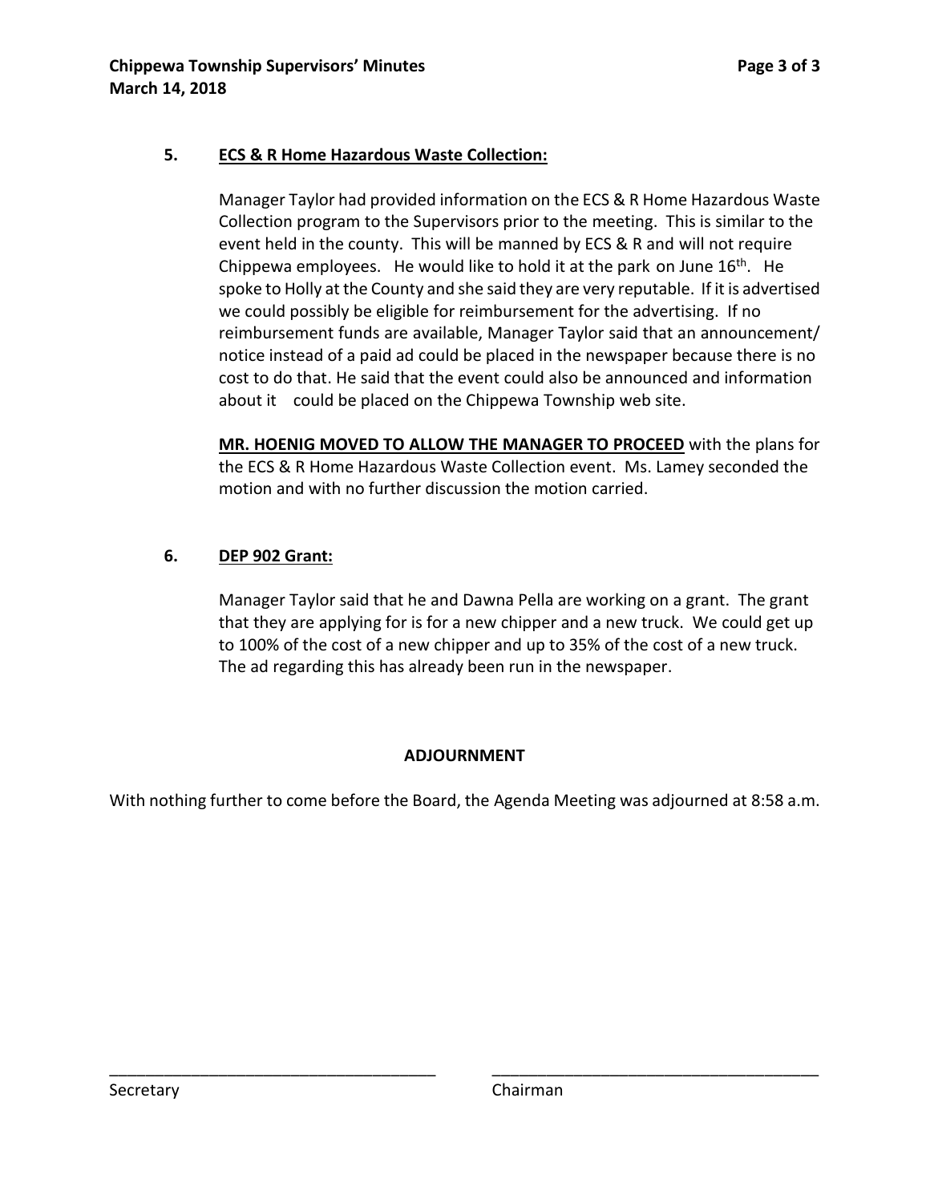**5. ECS & R Home Hazardous Waste Collection:**

Manager Taylor had provided information on the ECS & R Home Hazardous Waste Collection program to the Supervisors prior to the meeting. This is similar to the event held in the county. This will be manned by ECS & R and will not require Chippewa employees. He would like to hold it at the park on June 16th. He spoke to Holly at the County and she said they are very reputable. If it is advertised we could possibly be eligible for reimbursement for the advertising. If no reimbursement funds are available, Manager Taylor said that an announcement/ notice instead of a paid ad could be placed in the newspaper because there is no cost to do that. He said that the event could also be announced and information about it could be placed on the Chippewa Township web site.

**MR. HOENIG MOVED TO ALLOW THE MANAGER TO PROCEED** with the plans for the ECS & R Home Hazardous Waste Collection event. Ms. Lamey seconded the motion and with no further discussion the motion carried.

**6. DEP 902 Grant:**

Manager Taylor said that he and Dawna Pella are working on a grant. The grant that they are applying for is for a new chipper and a new truck. We could get up to 100% of the cost of a new chipper and up to 35% of the cost of a new truck. The ad regarding this has already been run in the newspaper.

**ADJOURNMENT**

With nothing further to come before the Board, the Agenda Meeting was adjourned at 8:58 a.m.

\_\_\_\_\_\_\_\_\_\_\_\_\_\_\_\_\_\_\_\_\_\_\_\_\_\_\_\_\_\_\_\_\_\_\_\_ \_\_\_\_\_\_\_\_\_\_\_\_\_\_\_\_\_\_\_\_\_\_\_\_\_\_\_\_\_\_\_\_\_\_\_\_

Secretary Chairman